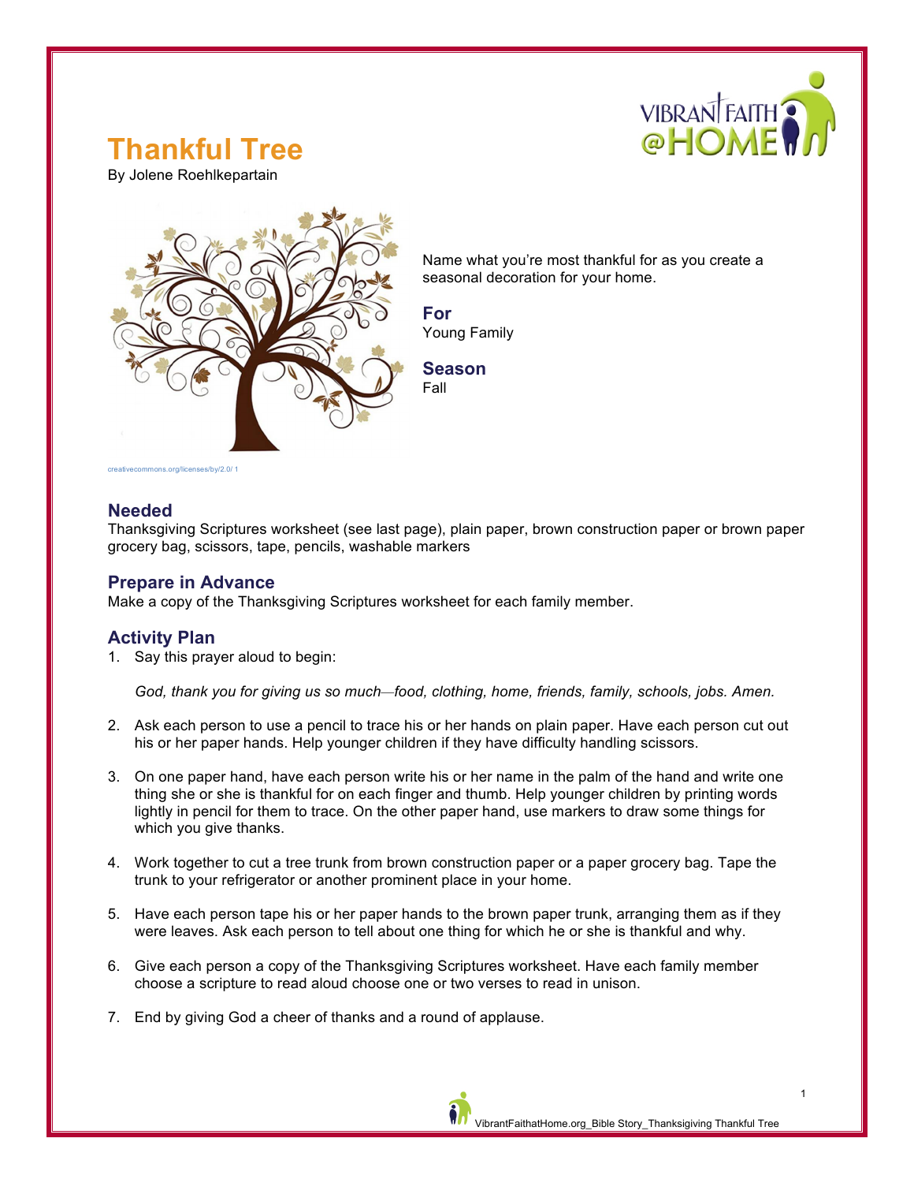# Thankful Tree

By Jolene Roehlkepartain

creativecommons.org/licenses/by/2.0/ 1

Name what you're most thankful for as you create a seasonal decoration for your home.

## For

Young Family

## Season

Fall

## Needed

Thanksgiving Scriptures worksheet (see last page), plain paper, brown construction paper or brown paper grocery bag, scissors, tape, pencils, washable markers

## Prepare in Advance

Make a copy of the Thanksgiving Scriptures worksheet for each family member.

## Activity Plan

1. Say this prayer aloud to begin:

   *God, thank you for giving us so much—food, clothing, home, friends, family, schools, jobs. Amen.*

2. Ask each person to use a pencil to trace his or her hands on plain paper. Have each person cut out his or her paper hands. Help younger children if they have difficulty handling scissors.

3. On one paper hand, have each person write his or her name in the palm of the hand and write one thing she or she is thankful for on each finger and thumb. Help younger children by printing words lightly in pencil for them to trace. On the other paper hand, use markers to draw some things for which you give thanks.

4. Work together to cut a tree trunk from brown construction paper or a paper grocery bag. Tape the trunk to your refrigerator or another prominent place in your home.

5. Have each person tape his or her paper hands to the brown paper trunk, arranging them as if they were leaves. Ask each person to tell about one thing for which he or she is thankful and why.

6. Give each person a copy of the Thanksgiving Scriptures worksheet. Have each family member choose a scripture to read aloud choose one or two verses to read in unison.

7. End by giving God a cheer of thanks and a round of applause.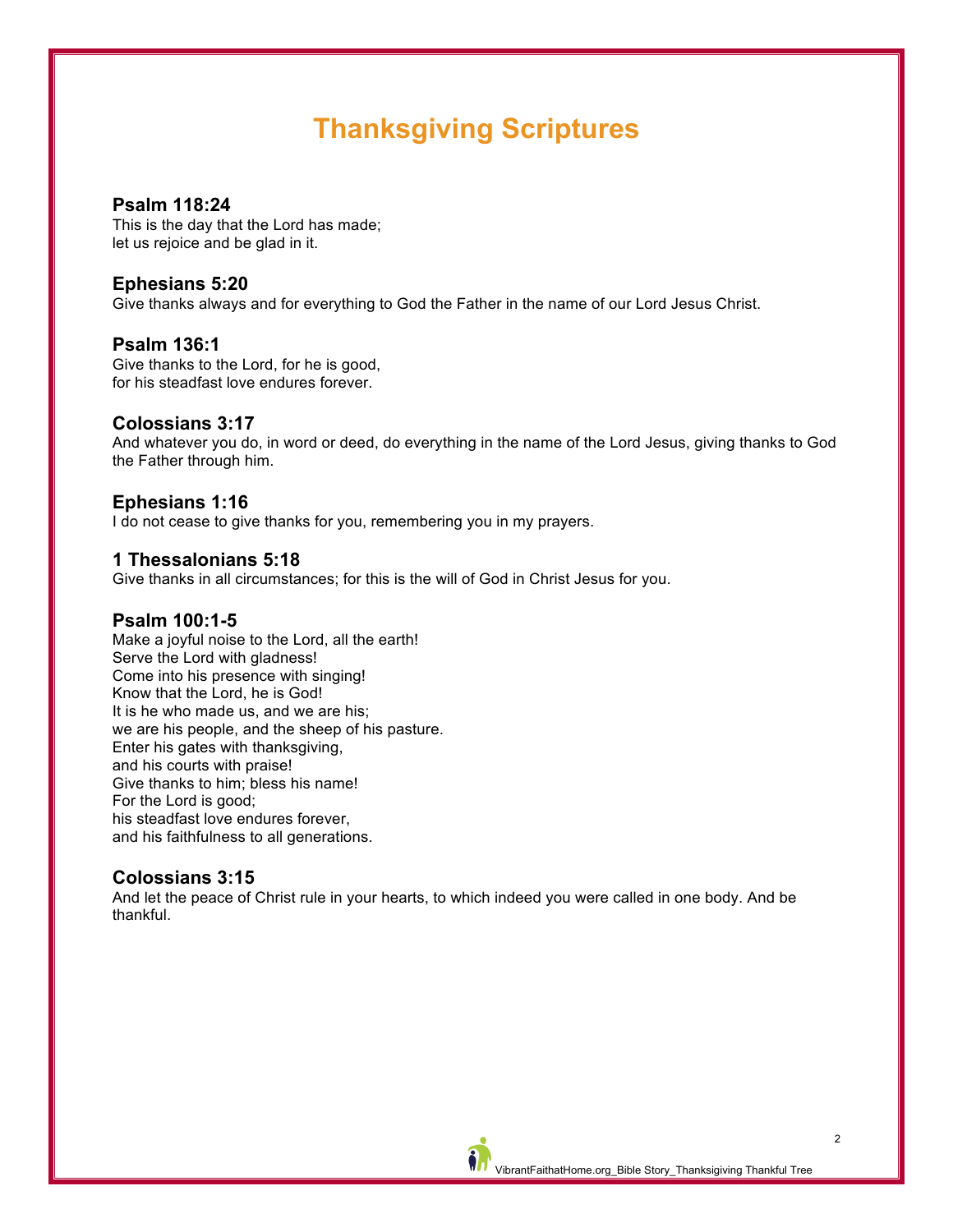# Thanksgiving Scriptures

### Psalm 118:24
This is the day that the Lord has made;
let us rejoice and be glad in it.

### Ephesians 5:20
Give thanks always and for everything to God the Father in the name of our Lord Jesus Christ.

### Psalm 136:1
Give thanks to the Lord, for he is good,
for his steadfast love endures forever.

### Colossians 3:17
And whatever you do, in word or deed, do everything in the name of the Lord Jesus, giving thanks to God the Father through him.

### Ephesians 1:16
I do not cease to give thanks for you, remembering you in my prayers.

### 1 Thessalonians 5:18
Give thanks in all circumstances; for this is the will of God in Christ Jesus for you.

### Psalm 100:1-5
Make a joyful noise to the Lord, all the earth!
Serve the Lord with gladness!
Come into his presence with singing!
Know that the Lord, he is God!
It is he who made us, and we are his;
we are his people, and the sheep of his pasture.
Enter his gates with thanksgiving,
and his courts with praise!
Give thanks to him; bless his name!
For the Lord is good;
his steadfast love endures forever,
and his faithfulness to all generations.

### Colossians 3:15
And let the peace of Christ rule in your hearts, to which indeed you were called in one body. And be thankful.